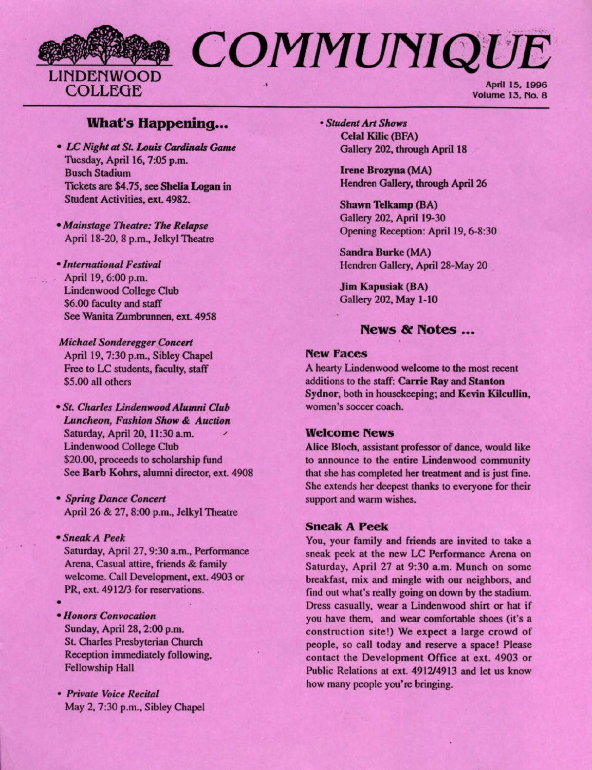# COMMUNIQUE

LINDENWOOD COLLEGE

April 15, 1996
Volume 13, No. 8

## What's Happening...

- *LC Night at St. Louis Cardinals Game*
  Tuesday, April 16, 7:05 p.m.
  Busch Stadium
  Tickets are $4.75, see **Shelia Logan** in Student Activities, ext. 4982.

- *Mainstage Theatre: The Relapse*
  April 18-20, 8 p.m., Jelkyl Theatre

- *International Festival*
  April 19, 6:00 p.m.
  Lindenwood College Club
  $6.00 faculty and staff
  See Wanita Zumbrunnen, ext. 4958

*Michael Sonderegger Concert*
April 19, 7:30 p.m., Sibley Chapel
Free to LC students, faculty, staff
$5.00 all others

- *St. Charles Lindenwood Alumni Club Luncheon, Fashion Show & Auction*
  Saturday, April 20, 11:30 a.m.
  Lindenwood College Club
  $20.00, proceeds to scholarship fund
  See **Barb Kohrs**, alumni director, ext. 4908

- *Spring Dance Concert*
  April 26 & 27, 8:00 p.m., Jelkyl Theatre

- *Sneak A Peek*
  Saturday, April 27, 9:30 a.m., Performance Arena, Casual attire, friends & family welcome. Call Development, ext. 4903 or PR, ext. 4912/3 for reservations.

- *Honors Convocation*
  Sunday, April 28, 2:00 p.m.
  St. Charles Presbyterian Church
  Reception immediately following, Fellowship Hall

- *Private Voice Recital*
  May 2, 7:30 p.m., Sibley Chapel

- *Student Art Shows*

  **Celal Kilic** (BFA)
  Gallery 202, through April 18

  **Irene Brozyna** (MA)
  Hendren Gallery, through April 26

  **Shawn Telkamp** (BA)
  Gallery 202, April 19-30
  Opening Reception: April 19, 6-8:30

  **Sandra Burke** (MA)
  Hendren Gallery, April 28-May 20

  **Jim Kapusiak** (BA)
  Gallery 202, May 1-10

## News & Notes ...

### New Faces

A hearty Lindenwood welcome to the most recent additions to the staff: **Carrie Ray** and **Stanton Sydnor**, both in housekeeping; and **Kevin Kilcullin**, women's soccer coach.

### Welcome News

**Alice Bloch**, assistant professor of dance, would like to announce to the entire Lindenwood community that she has completed her treatment and is just fine. She extends her deepest thanks to everyone for their support and warm wishes.

### Sneak A Peek

You, your family and friends are invited to take a sneak peek at the new LC Performance Arena on Saturday, April 27 at 9:30 a.m. Munch on some breakfast, mix and mingle with our neighbors, and find out what's really going on down by the stadium. Dress casually, wear a Lindenwood shirt or hat if you have them, and wear comfortable shoes (it's a construction site!) We expect a large crowd of people, so call today and reserve a space! Please contact the Development Office at ext. 4903 or Public Relations at ext. 4912/4913 and let us know how many people you're bringing.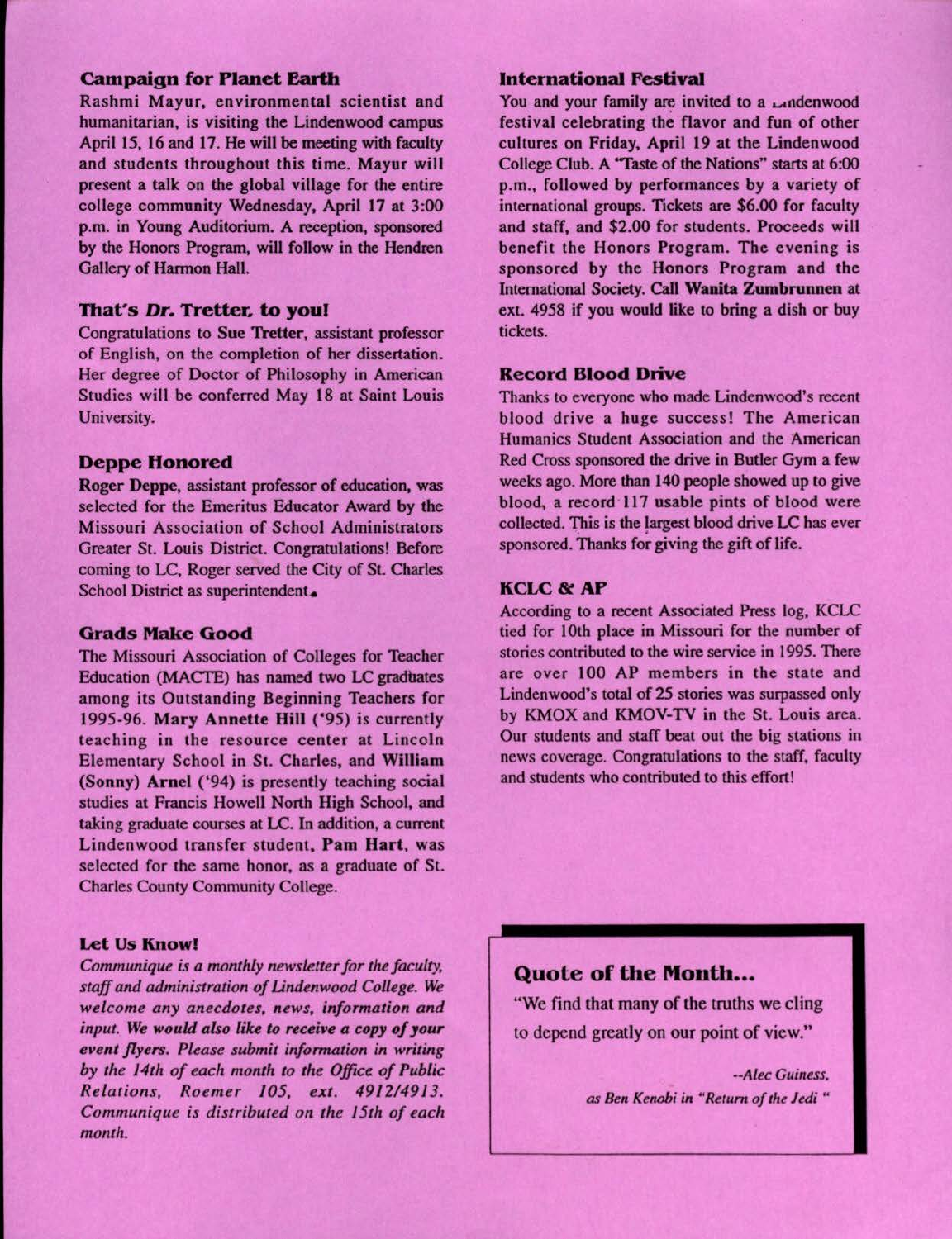### Campaign for Planet Earth

Rashmi Mayur, environmental scientist and humanitarian, is visiting the Lindenwood campus April 15, 16 and 17. He will be meeting with faculty and students throughout this time. Mayur will present a talk on the global village for the entire college community Wednesday, April 17 at 3:00 p.m. in Young Auditorium. A reception, sponsored by the Honors Program, will follow in the Hendren Gallery of Harmon Hall.

### That's *Dr.* Tretter, to you!

Congratulations to **Sue Tretter**, assistant professor of English, on the completion of her dissertation. Her degree of Doctor of Philosophy in American Studies will be conferred May 18 at Saint Louis University.

### Deppe Honored

**Roger Deppe**, assistant professor of education, was selected for the Emeritus Educator Award by the Missouri Association of School Administrators Greater St. Louis District. Congratulations! Before coming to LC, Roger served the City of St. Charles School District as superintendent.

### Grads Make Good

The Missouri Association of Colleges for Teacher Education (MACTE) has named two LC graduates among its Outstanding Beginning Teachers for 1995-96. **Mary Annette Hill** ('95) is currently teaching in the resource center at Lincoln Elementary School in St. Charles, and **William (Sonny) Arnel** ('94) is presently teaching social studies at Francis Howell North High School, and taking graduate courses at LC. In addition, a current Lindenwood transfer student, **Pam Hart**, was selected for the same honor, as a graduate of St. Charles County Community College.

### International Festival

You and your family are invited to a Lindenwood festival celebrating the flavor and fun of other cultures on Friday, April 19 at the Lindenwood College Club. A "Taste of the Nations" starts at 6:00 p.m., followed by performances by a variety of international groups. Tickets are $6.00 for faculty and staff, and $2.00 for students. Proceeds will benefit the Honors Program. The evening is sponsored by the Honors Program and the International Society. Call **Wanita Zumbrunnen** at ext. 4958 if you would like to bring a dish or buy tickets.

### Record Blood Drive

Thanks to everyone who made Lindenwood's recent blood drive a huge success! The American Humanics Student Association and the American Red Cross sponsored the drive in Butler Gym a few weeks ago. More than 140 people showed up to give blood, a record 117 usable pints of blood were collected. This is the largest blood drive LC has ever sponsored. Thanks for giving the gift of life.

### KCLC & AP

According to a recent Associated Press log, KCLC tied for 10th place in Missouri for the number of stories contributed to the wire service in 1995. There are over 100 AP members in the state and Lindenwood's total of 25 stories was surpassed only by KMOX and KMOV-TV in the St. Louis area. Our students and staff beat out the big stations in news coverage. Congratulations to the staff, faculty and students who contributed to this effort!

### Let Us Know!

*Communique is a monthly newsletter for the faculty, staff and administration of Lindenwood College. We welcome any anecdotes, news, information and input.* ***We would also like to receive a copy of your event flyers.*** *Please submit information in writing by the 14th of each month to the Office of Public Relations, Roemer 105, ext. 4912/4913. Communique is distributed on the 15th of each month.*

### Quote of the Month...

"We find that many of the truths we cling to depend greatly on our point of view."

--*Alec Guiness, as Ben Kenobi in "Return of the Jedi"*